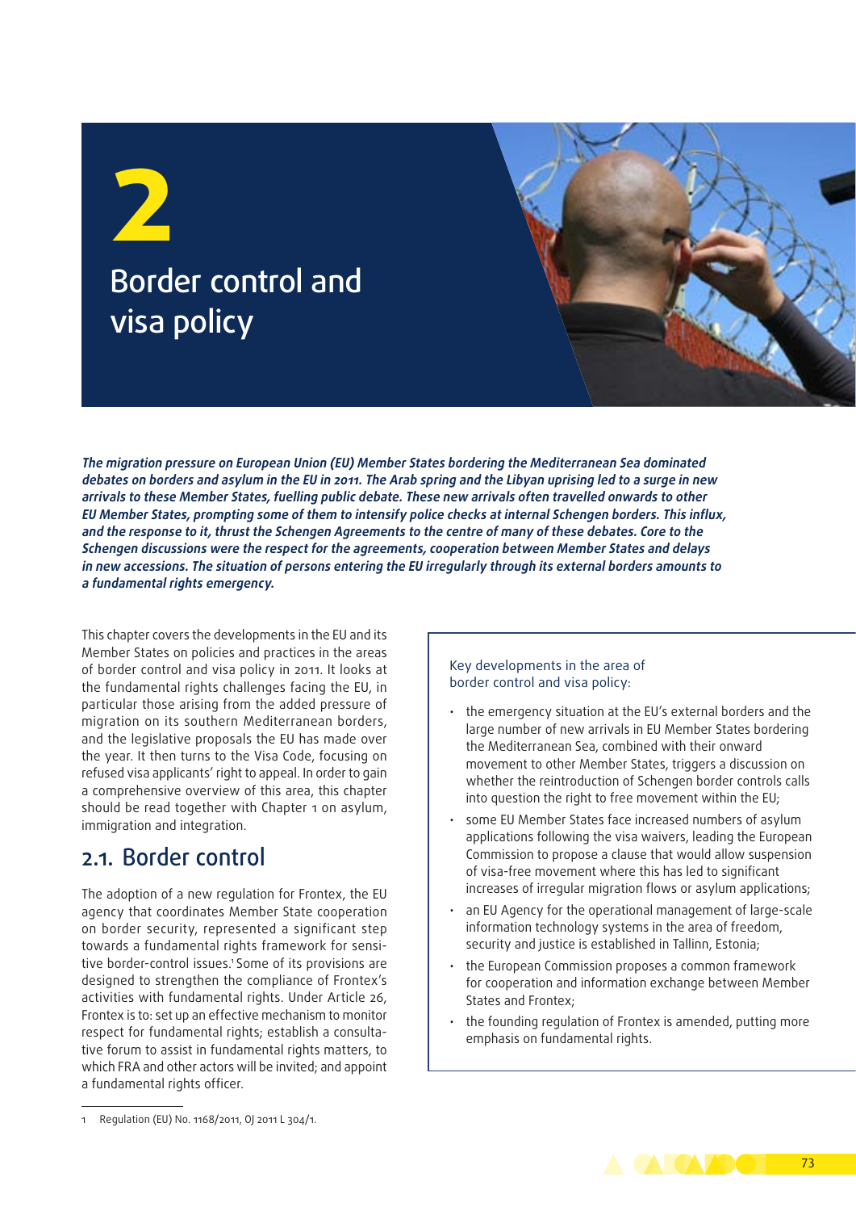# 2

# Border control and visa policy

***The migration pressure on European Union (EU) Member States bordering the Mediterranean Sea dominated debates on borders and asylum in the EU in 2011. The Arab spring and the Libyan uprising led to a surge in new arrivals to these Member States, fuelling public debate. These new arrivals often travelled onwards to other EU Member States, prompting some of them to intensify police checks at internal Schengen borders. This influx, and the response to it, thrust the Schengen Agreements to the centre of many of these debates. Core to the Schengen discussions were the respect for the agreements, cooperation between Member States and delays in new accessions. The situation of persons entering the EU irregularly through its external borders amounts to a fundamental rights emergency.***

This chapter covers the developments in the EU and its Member States on policies and practices in the areas of border control and visa policy in 2011. It looks at the fundamental rights challenges facing the EU, in particular those arising from the added pressure of migration on its southern Mediterranean borders, and the legislative proposals the EU has made over the year. It then turns to the Visa Code, focusing on refused visa applicants' right to appeal. In order to gain a comprehensive overview of this area, this chapter should be read together with Chapter 1 on asylum, immigration and integration.

> Key developments in the area of border control and visa policy:
>
> - the emergency situation at the EU's external borders and the large number of new arrivals in EU Member States bordering the Mediterranean Sea, combined with their onward movement to other Member States, triggers a discussion on whether the reintroduction of Schengen border controls calls into question the right to free movement within the EU;
> - some EU Member States face increased numbers of asylum applications following the visa waivers, leading the European Commission to propose a clause that would allow suspension of visa-free movement where this has led to significant increases of irregular migration flows or asylum applications;
> - an EU Agency for the operational management of large-scale information technology systems in the area of freedom, security and justice is established in Tallinn, Estonia;
> - the European Commission proposes a common framework for cooperation and information exchange between Member States and Frontex;
> - the founding regulation of Frontex is amended, putting more emphasis on fundamental rights.

## 2.1. Border control

The adoption of a new regulation for Frontex, the EU agency that coordinates Member State cooperation on border security, represented a significant step towards a fundamental rights framework for sensitive border-control issues.[1] Some of its provisions are designed to strengthen the compliance of Frontex's activities with fundamental rights. Under Article 26, Frontex is to: set up an effective mechanism to monitor respect for fundamental rights; establish a consultative forum to assist in fundamental rights matters, to which FRA and other actors will be invited; and appoint a fundamental rights officer.

1 Regulation (EU) No. 1168/2011, OJ 2011 L 304/1.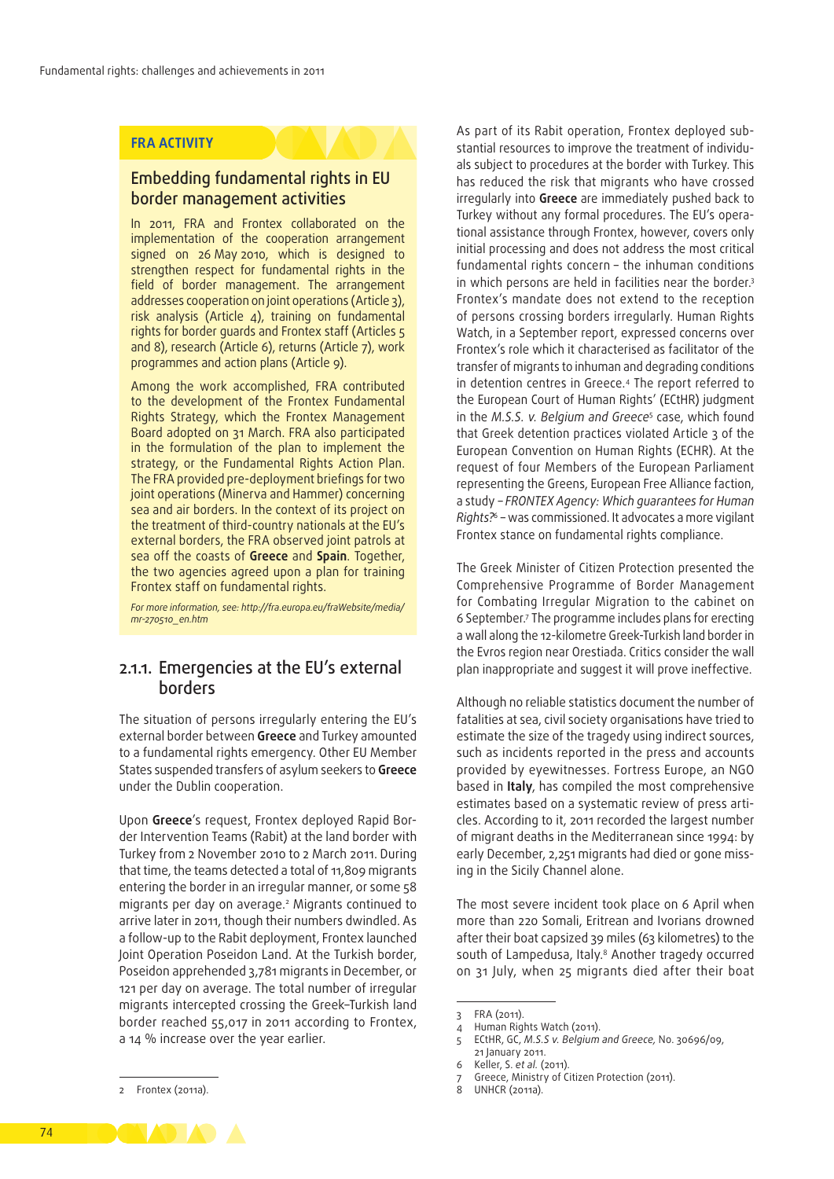## FRA ACTIVITY

### Embedding fundamental rights in EU border management activities

In 2011, FRA and Frontex collaborated on the implementation of the cooperation arrangement signed on 26 May 2010, which is designed to strengthen respect for fundamental rights in the field of border management. The arrangement addresses cooperation on joint operations (Article 3), risk analysis (Article 4), training on fundamental rights for border guards and Frontex staff (Articles 5 and 8), research (Article 6), returns (Article 7), work programmes and action plans (Article 9).

Among the work accomplished, FRA contributed to the development of the Frontex Fundamental Rights Strategy, which the Frontex Management Board adopted on 31 March. FRA also participated in the formulation of the plan to implement the strategy, or the Fundamental Rights Action Plan. The FRA provided pre-deployment briefings for two joint operations (Minerva and Hammer) concerning sea and air borders. In the context of its project on the treatment of third-country nationals at the EU's external borders, the FRA observed joint patrols at sea off the coasts of **Greece** and **Spain**. Together, the two agencies agreed upon a plan for training Frontex staff on fundamental rights.

*For more information, see: http://fra.europa.eu/fraWebsite/media/mr-270510_en.htm*

## 2.1.1. Emergencies at the EU's external borders

The situation of persons irregularly entering the EU's external border between **Greece** and Turkey amounted to a fundamental rights emergency. Other EU Member States suspended transfers of asylum seekers to **Greece** under the Dublin cooperation.

Upon **Greece**'s request, Frontex deployed Rapid Border Intervention Teams (Rabit) at the land border with Turkey from 2 November 2010 to 2 March 2011. During that time, the teams detected a total of 11,809 migrants entering the border in an irregular manner, or some 58 migrants per day on average.[2] Migrants continued to arrive later in 2011, though their numbers dwindled. As a follow-up to the Rabit deployment, Frontex launched Joint Operation Poseidon Land. At the Turkish border, Poseidon apprehended 3,781 migrants in December, or 121 per day on average. The total number of irregular migrants intercepted crossing the Greek–Turkish land border reached 55,017 in 2011 according to Frontex, a 14 % increase over the year earlier.

As part of its Rabit operation, Frontex deployed substantial resources to improve the treatment of individuals subject to procedures at the border with Turkey. This has reduced the risk that migrants who have crossed irregularly into **Greece** are immediately pushed back to Turkey without any formal procedures. The EU's operational assistance through Frontex, however, covers only initial processing and does not address the most critical fundamental rights concern – the inhuman conditions in which persons are held in facilities near the border.[3] Frontex's mandate does not extend to the reception of persons crossing borders irregularly. Human Rights Watch, in a September report, expressed concerns over Frontex's role which it characterised as facilitator of the transfer of migrants to inhuman and degrading conditions in detention centres in Greece.[4] The report referred to the European Court of Human Rights' (ECtHR) judgment in the *M.S.S. v. Belgium and Greece*[5] case, which found that Greek detention practices violated Article 3 of the European Convention on Human Rights (ECHR). At the request of four Members of the European Parliament representing the Greens, European Free Alliance faction, a study – *FRONTEX Agency: Which guarantees for Human Rights?*[6] – was commissioned. It advocates a more vigilant Frontex stance on fundamental rights compliance.

The Greek Minister of Citizen Protection presented the Comprehensive Programme of Border Management for Combating Irregular Migration to the cabinet on 6 September.[7] The programme includes plans for erecting a wall along the 12-kilometre Greek-Turkish land border in the Evros region near Orestiada. Critics consider the wall plan inappropriate and suggest it will prove ineffective.

Although no reliable statistics document the number of fatalities at sea, civil society organisations have tried to estimate the size of the tragedy using indirect sources, such as incidents reported in the press and accounts provided by eyewitnesses. Fortress Europe, an NGO based in **Italy**, has compiled the most comprehensive estimates based on a systematic review of press articles. According to it, 2011 recorded the largest number of migrant deaths in the Mediterranean since 1994: by early December, 2,251 migrants had died or gone missing in the Sicily Channel alone.

The most severe incident took place on 6 April when more than 220 Somali, Eritrean and Ivorians drowned after their boat capsized 39 miles (63 kilometres) to the south of Lampedusa, Italy.[8] Another tragedy occurred on 31 July, when 25 migrants died after their boat

2 Frontex (2011a).

3 FRA (2011).

4 Human Rights Watch (2011).

5 ECtHR, GC, *M.S.S v. Belgium and Greece*, No. 30696/09, 21 January 2011.

6 Keller, S. *et al.* (2011).

7 Greece, Ministry of Citizen Protection (2011).

8 UNHCR (2011a).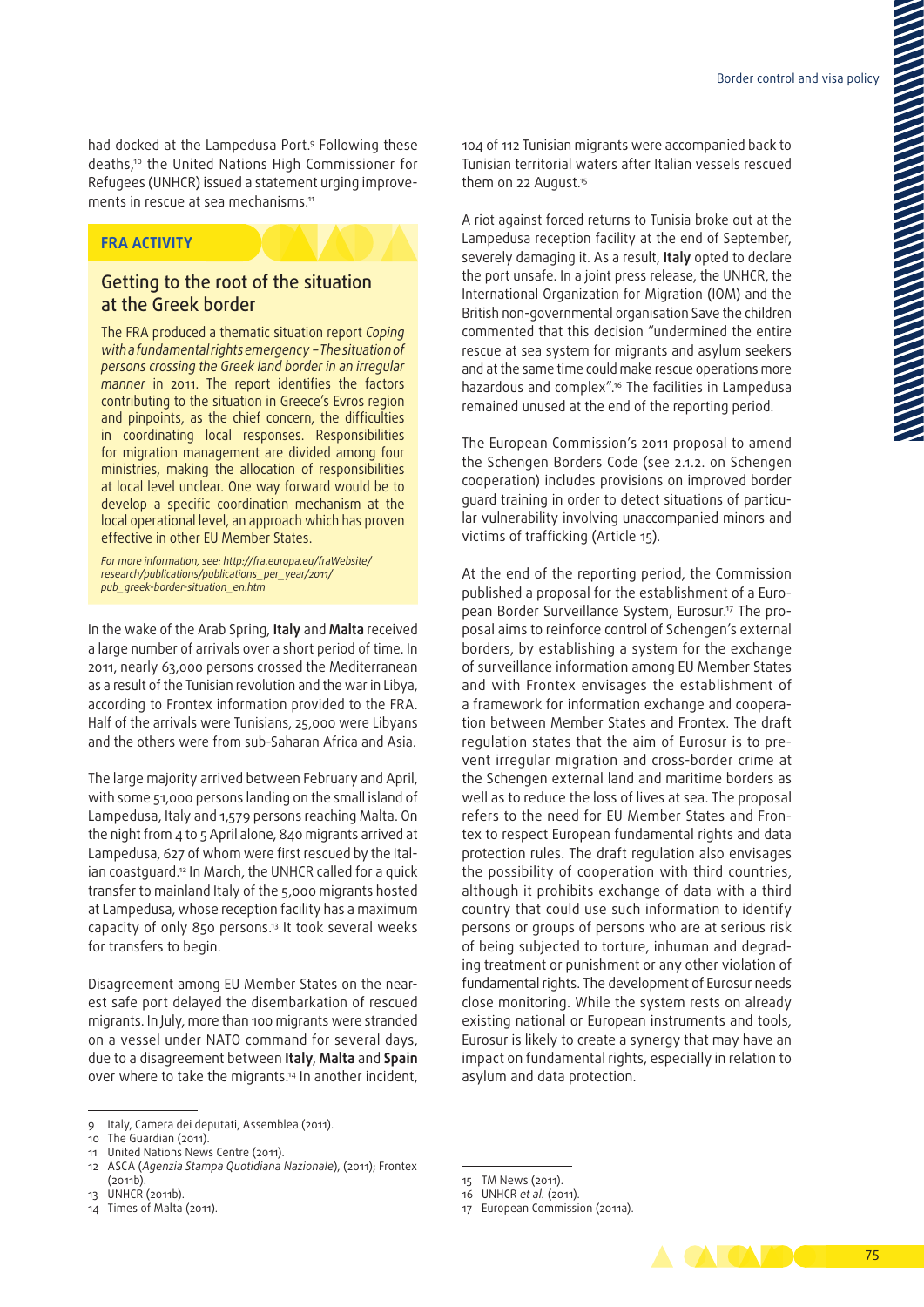had docked at the Lampedusa Port.[9] Following these deaths,[10] the United Nations High Commissioner for Refugees (UNHCR) issued a statement urging improvements in rescue at sea mechanisms.[11]

**FRA ACTIVITY**

## Getting to the root of the situation at the Greek border

The FRA produced a thematic situation report *Coping with a fundamental rights emergency – The situation of persons crossing the Greek land border in an irregular manner* in 2011. The report identifies the factors contributing to the situation in Greece's Evros region and pinpoints, as the chief concern, the difficulties in coordinating local responses. Responsibilities for migration management are divided among four ministries, making the allocation of responsibilities at local level unclear. One way forward would be to develop a specific coordination mechanism at the local operational level, an approach which has proven effective in other EU Member States.

*For more information, see: http://fra.europa.eu/fraWebsite/research/publications/publications_per_year/2011/pub_greek-border-situation_en.htm*

In the wake of the Arab Spring, **Italy** and **Malta** received a large number of arrivals over a short period of time. In 2011, nearly 63,000 persons crossed the Mediterranean as a result of the Tunisian revolution and the war in Libya, according to Frontex information provided to the FRA. Half of the arrivals were Tunisians, 25,000 were Libyans and the others were from sub-Saharan Africa and Asia.

The large majority arrived between February and April, with some 51,000 persons landing on the small island of Lampedusa, Italy and 1,579 persons reaching Malta. On the night from 4 to 5 April alone, 840 migrants arrived at Lampedusa, 627 of whom were first rescued by the Italian coastguard.[12] In March, the UNHCR called for a quick transfer to mainland Italy of the 5,000 migrants hosted at Lampedusa, whose reception facility has a maximum capacity of only 850 persons.[13] It took several weeks for transfers to begin.

Disagreement among EU Member States on the nearest safe port delayed the disembarkation of rescued migrants. In July, more than 100 migrants were stranded on a vessel under NATO command for several days, due to a disagreement between **Italy**, **Malta** and **Spain** over where to take the migrants.[14] In another incident, 104 of 112 Tunisian migrants were accompanied back to Tunisian territorial waters after Italian vessels rescued them on 22 August.[15]

A riot against forced returns to Tunisia broke out at the Lampedusa reception facility at the end of September, severely damaging it. As a result, **Italy** opted to declare the port unsafe. In a joint press release, the UNHCR, the International Organization for Migration (IOM) and the British non-governmental organisation Save the children commented that this decision "undermined the entire rescue at sea system for migrants and asylum seekers and at the same time could make rescue operations more hazardous and complex".[16] The facilities in Lampedusa remained unused at the end of the reporting period.

The European Commission's 2011 proposal to amend the Schengen Borders Code (see 2.1.2. on Schengen cooperation) includes provisions on improved border guard training in order to detect situations of particular vulnerability involving unaccompanied minors and victims of trafficking (Article 15).

At the end of the reporting period, the Commission published a proposal for the establishment of a European Border Surveillance System, Eurosur.[17] The proposal aims to reinforce control of Schengen's external borders, by establishing a system for the exchange of surveillance information among EU Member States and with Frontex envisages the establishment of a framework for information exchange and cooperation between Member States and Frontex. The draft regulation states that the aim of Eurosur is to prevent irregular migration and cross-border crime at the Schengen external land and maritime borders as well as to reduce the loss of lives at sea. The proposal refers to the need for EU Member States and Frontex to respect European fundamental rights and data protection rules. The draft regulation also envisages the possibility of cooperation with third countries, although it prohibits exchange of data with a third country that could use such information to identify persons or groups of persons who are at serious risk of being subjected to torture, inhuman and degrading treatment or punishment or any other violation of fundamental rights. The development of Eurosur needs close monitoring. While the system rests on already existing national or European instruments and tools, Eurosur is likely to create a synergy that may have an impact on fundamental rights, especially in relation to asylum and data protection.

9 Italy, Camera dei deputati, Assemblea (2011).
10 The Guardian (2011).
11 United Nations News Centre (2011).
12 ASCA (*Agenzia Stampa Quotidiana Nazionale*), (2011); Frontex (2011b).
13 UNHCR (2011b).
14 Times of Malta (2011).
15 TM News (2011).
16 UNHCR *et al.* (2011).
17 European Commission (2011a).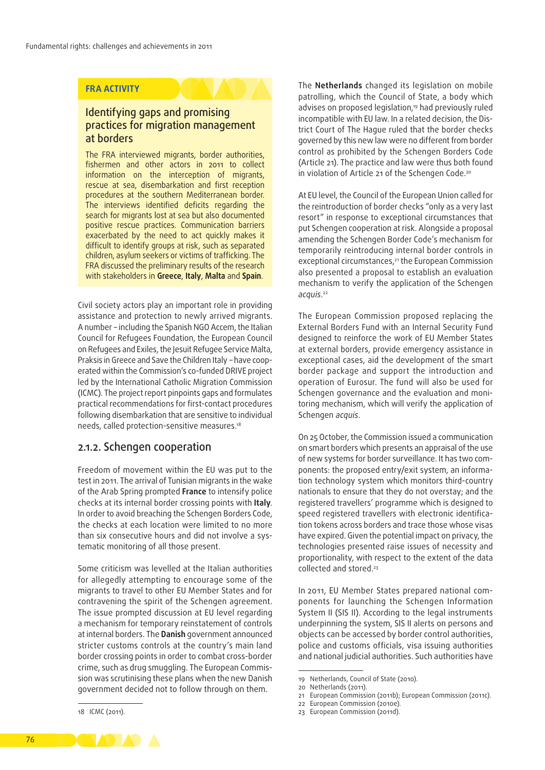**FRA ACTIVITY**

### Identifying gaps and promising practices for migration management at borders

The FRA interviewed migrants, border authorities, fishermen and other actors in 2011 to collect information on the interception of migrants, rescue at sea, disembarkation and first reception procedures at the southern Mediterranean border. The interviews identified deficits regarding the search for migrants lost at sea but also documented positive rescue practices. Communication barriers exacerbated by the need to act quickly makes it difficult to identify groups at risk, such as separated children, asylum seekers or victims of trafficking. The FRA discussed the preliminary results of the research with stakeholders in **Greece**, **Italy**, **Malta** and **Spain**.

Civil society actors play an important role in providing assistance and protection to newly arrived migrants. A number – including the Spanish NGO Accem, the Italian Council for Refugees Foundation, the European Council on Refugees and Exiles, the Jesuit Refugee Service Malta, Praksis in Greece and Save the Children Italy – have cooperated within the Commission's co-funded DRIVE project led by the International Catholic Migration Commission (ICMC). The project report pinpoints gaps and formulates practical recommendations for first-contact procedures following disembarkation that are sensitive to individual needs, called protection-sensitive measures.[18]

## 2.1.2. Schengen cooperation

Freedom of movement within the EU was put to the test in 2011. The arrival of Tunisian migrants in the wake of the Arab Spring prompted **France** to intensify police checks at its internal border crossing points with **Italy**. In order to avoid breaching the Schengen Borders Code, the checks at each location were limited to no more than six consecutive hours and did not involve a systematic monitoring of all those present.

Some criticism was levelled at the Italian authorities for allegedly attempting to encourage some of the migrants to travel to other EU Member States and for contravening the spirit of the Schengen agreement. The issue prompted discussion at EU level regarding a mechanism for temporary reinstatement of controls at internal borders. The **Danish** government announced stricter customs controls at the country's main land border crossing points in order to combat cross-border crime, such as drug smuggling. The European Commission was scrutinising these plans when the new Danish government decided not to follow through on them.

The **Netherlands** changed its legislation on mobile patrolling, which the Council of State, a body which advises on proposed legislation,[19] had previously ruled incompatible with EU law. In a related decision, the District Court of The Hague ruled that the border checks governed by this new law were no different from border control as prohibited by the Schengen Borders Code (Article 21). The practice and law were thus both found in violation of Article 21 of the Schengen Code.[20]

At EU level, the Council of the European Union called for the reintroduction of border checks "only as a very last resort" in response to exceptional circumstances that put Schengen cooperation at risk. Alongside a proposal amending the Schengen Border Code's mechanism for temporarily reintroducing internal border controls in exceptional circumstances,[21] the European Commission also presented a proposal to establish an evaluation mechanism to verify the application of the Schengen *acquis*.[22]

The European Commission proposed replacing the External Borders Fund with an Internal Security Fund designed to reinforce the work of EU Member States at external borders, provide emergency assistance in exceptional cases, aid the development of the smart border package and support the introduction and operation of Eurosur. The fund will also be used for Schengen governance and the evaluation and monitoring mechanism, which will verify the application of Schengen *acquis*.

On 25 October, the Commission issued a communication on smart borders which presents an appraisal of the use of new systems for border surveillance. It has two components: the proposed entry/exit system, an information technology system which monitors third-country nationals to ensure that they do not overstay; and the registered travellers' programme which is designed to speed registered travellers with electronic identification tokens across borders and trace those whose visas have expired. Given the potential impact on privacy, the technologies presented raise issues of necessity and proportionality, with respect to the extent of the data collected and stored.[23]

In 2011, EU Member States prepared national components for launching the Schengen Information System II (SIS II). According to the legal instruments underpinning the system, SIS II alerts on persons and objects can be accessed by border control authorities, police and customs officials, visa issuing authorities and national judicial authorities. Such authorities have

---

18 ICMC (2011).

19 Netherlands, Council of State (2010).

20 Netherlands (2011).

21 European Commission (2011b); European Commission (2011c).

22 European Commission (2010e).

23 European Commission (2011d).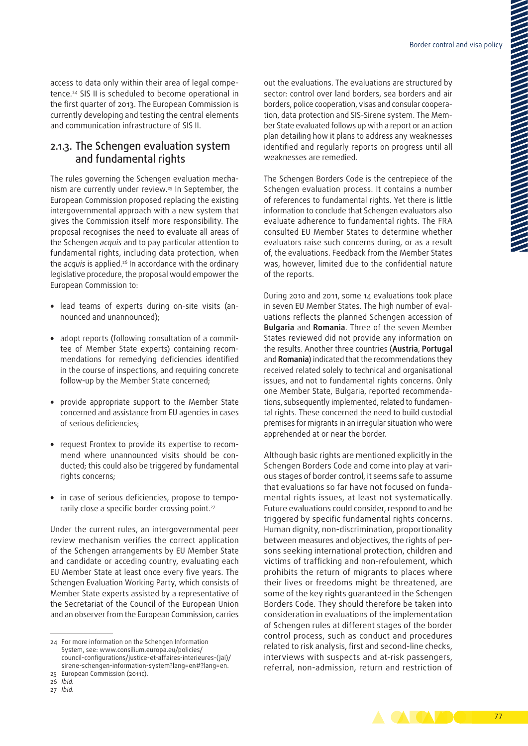access to data only within their area of legal competence.[24] SIS II is scheduled to become operational in the first quarter of 2013. The European Commission is currently developing and testing the central elements and communication infrastructure of SIS II.

### 2.1.3. The Schengen evaluation system and fundamental rights

The rules governing the Schengen evaluation mechanism are currently under review.[25] In September, the European Commission proposed replacing the existing intergovernmental approach with a new system that gives the Commission itself more responsibility. The proposal recognises the need to evaluate all areas of the Schengen *acquis* and to pay particular attention to fundamental rights, including data protection, when the *acquis* is applied.[26] In accordance with the ordinary legislative procedure, the proposal would empower the European Commission to:

- lead teams of experts during on-site visits (announced and unannounced);
- adopt reports (following consultation of a committee of Member State experts) containing recommendations for remedying deficiencies identified in the course of inspections, and requiring concrete follow-up by the Member State concerned;
- provide appropriate support to the Member State concerned and assistance from EU agencies in cases of serious deficiencies;
- request Frontex to provide its expertise to recommend where unannounced visits should be conducted; this could also be triggered by fundamental rights concerns;
- in case of serious deficiencies, propose to temporarily close a specific border crossing point.[27]

Under the current rules, an intergovernmental peer review mechanism verifies the correct application of the Schengen arrangements by EU Member State and candidate or acceding country, evaluating each EU Member State at least once every five years. The Schengen Evaluation Working Party, which consists of Member State experts assisted by a representative of the Secretariat of the Council of the European Union and an observer from the European Commission, carries out the evaluations. The evaluations are structured by sector: control over land borders, sea borders and air borders, police cooperation, visas and consular cooperation, data protection and SIS-Sirene system. The Member State evaluated follows up with a report or an action plan detailing how it plans to address any weaknesses identified and regularly reports on progress until all weaknesses are remedied.

The Schengen Borders Code is the centrepiece of the Schengen evaluation process. It contains a number of references to fundamental rights. Yet there is little information to conclude that Schengen evaluators also evaluate adherence to fundamental rights. The FRA consulted EU Member States to determine whether evaluators raise such concerns during, or as a result of, the evaluations. Feedback from the Member States was, however, limited due to the confidential nature of the reports.

During 2010 and 2011, some 14 evaluations took place in seven EU Member States. The high number of evaluations reflects the planned Schengen accession of **Bulgaria** and **Romania**. Three of the seven Member States reviewed did not provide any information on the results. Another three countries (**Austria**, **Portugal** and **Romania**) indicated that the recommendations they received related solely to technical and organisational issues, and not to fundamental rights concerns. Only one Member State, Bulgaria, reported recommendations, subsequently implemented, related to fundamental rights. These concerned the need to build custodial premises for migrants in an irregular situation who were apprehended at or near the border.

Although basic rights are mentioned explicitly in the Schengen Borders Code and come into play at various stages of border control, it seems safe to assume that evaluations so far have not focused on fundamental rights issues, at least not systematically. Future evaluations could consider, respond to and be triggered by specific fundamental rights concerns. Human dignity, non-discrimination, proportionality between measures and objectives, the rights of persons seeking international protection, children and victims of trafficking and non-refoulement, which prohibits the return of migrants to places where their lives or freedoms might be threatened, are some of the key rights guaranteed in the Schengen Borders Code. They should therefore be taken into consideration in evaluations of the implementation of Schengen rules at different stages of the border control process, such as conduct and procedures related to risk analysis, first and second-line checks, interviews with suspects and at-risk passengers, referral, non-admission, return and restriction of

---

24 For more information on the Schengen Information System, see: www.consilium.europa.eu/policies/council-configurations/justice-et-affaires-interieures-(jai)/sirene-schengen-information-system?lang=en#?lang=en.

25 European Commission (2011c).

26 *Ibid.*

27 *Ibid.*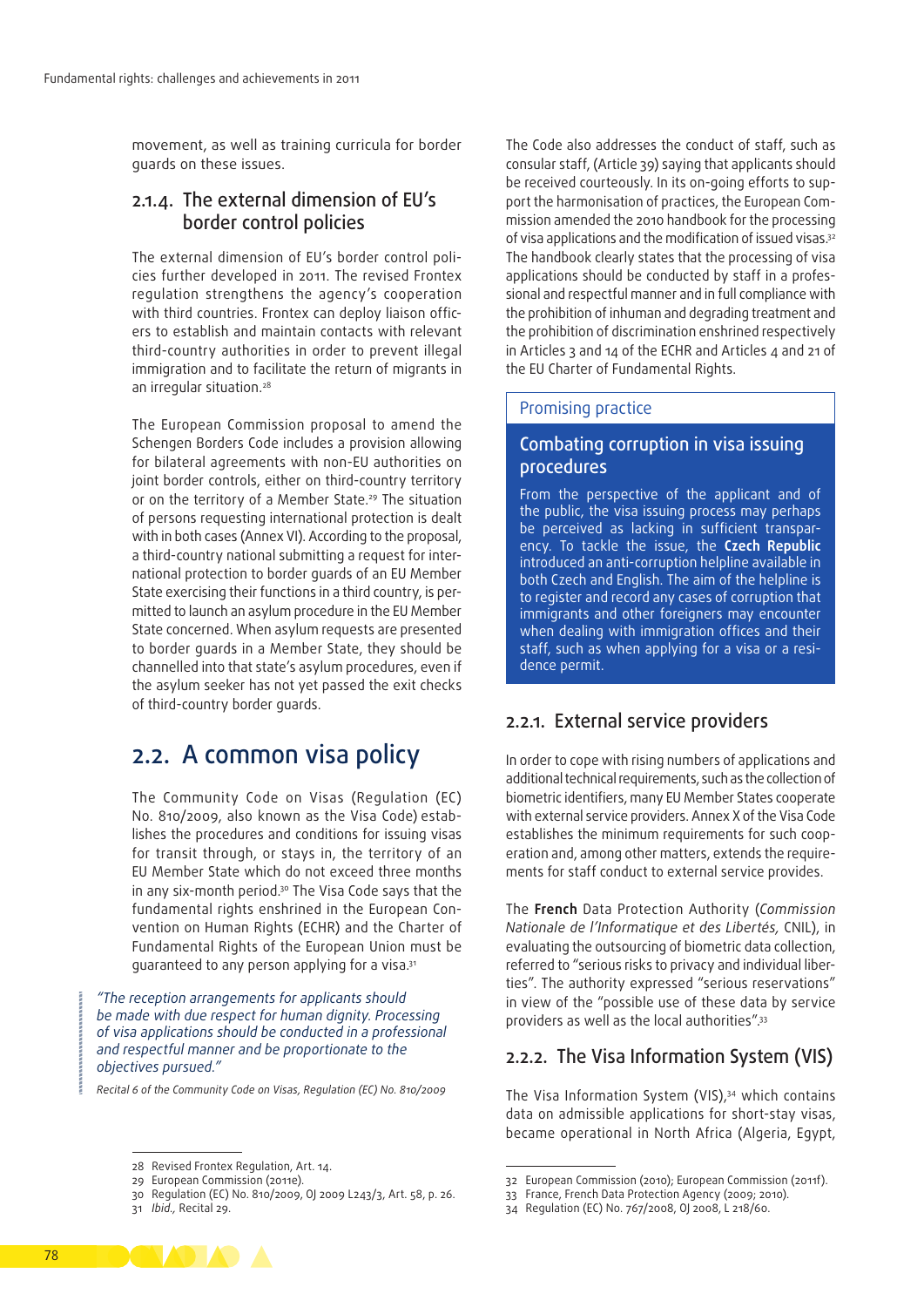movement, as well as training curricula for border guards on these issues.

### 2.1.4. The external dimension of EU's border control policies

The external dimension of EU's border control policies further developed in 2011. The revised Frontex regulation strengthens the agency's cooperation with third countries. Frontex can deploy liaison officers to establish and maintain contacts with relevant third-country authorities in order to prevent illegal immigration and to facilitate the return of migrants in an irregular situation.[28]

The European Commission proposal to amend the Schengen Borders Code includes a provision allowing for bilateral agreements with non-EU authorities on joint border controls, either on third-country territory or on the territory of a Member State.[29] The situation of persons requesting international protection is dealt with in both cases (Annex VI). According to the proposal, a third-country national submitting a request for international protection to border guards of an EU Member State exercising their functions in a third country, is permitted to launch an asylum procedure in the EU Member State concerned. When asylum requests are presented to border guards in a Member State, they should be channelled into that state's asylum procedures, even if the asylum seeker has not yet passed the exit checks of third-country border guards.

## 2.2. A common visa policy

The Community Code on Visas (Regulation (EC) No. 810/2009, also known as the Visa Code) establishes the procedures and conditions for issuing visas for transit through, or stays in, the territory of an EU Member State which do not exceed three months in any six-month period.[30] The Visa Code says that the fundamental rights enshrined in the European Convention on Human Rights (ECHR) and the Charter of Fundamental Rights of the European Union must be guaranteed to any person applying for a visa.[31]

> *"The reception arrangements for applicants should be made with due respect for human dignity. Processing of visa applications should be conducted in a professional and respectful manner and be proportionate to the objectives pursued."*
>
> *Recital 6 of the Community Code on Visas, Regulation (EC) No. 810/2009*

The Code also addresses the conduct of staff, such as consular staff, (Article 39) saying that applicants should be received courteously. In its on-going efforts to support the harmonisation of practices, the European Commission amended the 2010 handbook for the processing of visa applications and the modification of issued visas.[32] The handbook clearly states that the processing of visa applications should be conducted by staff in a professional and respectful manner and in full compliance with the prohibition of inhuman and degrading treatment and the prohibition of discrimination enshrined respectively in Articles 3 and 14 of the ECHR and Articles 4 and 21 of the EU Charter of Fundamental Rights.

> **Promising practice**
>
> **Combating corruption in visa issuing procedures**
>
> From the perspective of the applicant and of the public, the visa issuing process may perhaps be perceived as lacking in sufficient transparency. To tackle the issue, the **Czech Republic** introduced an anti-corruption helpline available in both Czech and English. The aim of the helpline is to register and record any cases of corruption that immigrants and other foreigners may encounter when dealing with immigration offices and their staff, such as when applying for a visa or a residence permit.

### 2.2.1. External service providers

In order to cope with rising numbers of applications and additional technical requirements, such as the collection of biometric identifiers, many EU Member States cooperate with external service providers. Annex X of the Visa Code establishes the minimum requirements for such cooperation and, among other matters, extends the requirements for staff conduct to external service provides.

The **French** Data Protection Authority (*Commission Nationale de l'Informatique et des Libertés,* CNIL), in evaluating the outsourcing of biometric data collection, referred to "serious risks to privacy and individual liberties". The authority expressed "serious reservations" in view of the "possible use of these data by service providers as well as the local authorities".[33]

### 2.2.2. The Visa Information System (VIS)

The Visa Information System (VIS),[34] which contains data on admissible applications for short-stay visas, became operational in North Africa (Algeria, Egypt,

---

28 Revised Frontex Regulation, Art. 14.
29 European Commission (2011e).
30 Regulation (EC) No. 810/2009, OJ 2009 L243/3, Art. 58, p. 26.
31 *Ibid.,* Recital 29.
32 European Commission (2010); European Commission (2011f).
33 France, French Data Protection Agency (2009; 2010).
34 Regulation (EC) No. 767/2008, OJ 2008, L 218/60.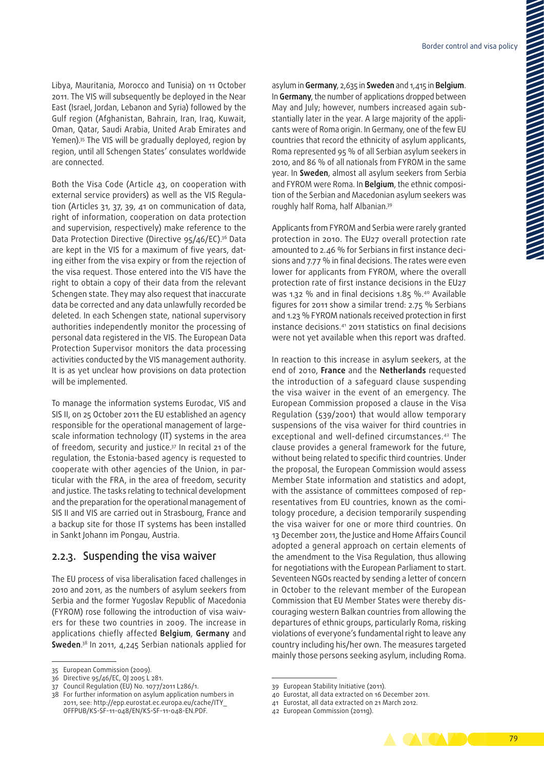Libya, Mauritania, Morocco and Tunisia) on 11 October 2011. The VIS will subsequently be deployed in the Near East (Israel, Jordan, Lebanon and Syria) followed by the Gulf region (Afghanistan, Bahrain, Iran, Iraq, Kuwait, Oman, Qatar, Saudi Arabia, United Arab Emirates and Yemen).[35] The VIS will be gradually deployed, region by region, until all Schengen States' consulates worldwide are connected.

Both the Visa Code (Article 43, on cooperation with external service providers) as well as the VIS Regulation (Articles 31, 37, 39, 41 on communication of data, right of information, cooperation on data protection and supervision, respectively) make reference to the Data Protection Directive (Directive 95/46/EC).[36] Data are kept in the VIS for a maximum of five years, dating either from the visa expiry or from the rejection of the visa request. Those entered into the VIS have the right to obtain a copy of their data from the relevant Schengen state. They may also request that inaccurate data be corrected and any data unlawfully recorded be deleted. In each Schengen state, national supervisory authorities independently monitor the processing of personal data registered in the VIS. The European Data Protection Supervisor monitors the data processing activities conducted by the VIS management authority. It is as yet unclear how provisions on data protection will be implemented.

To manage the information systems Eurodac, VIS and SIS II, on 25 October 2011 the EU established an agency responsible for the operational management of large-scale information technology (IT) systems in the area of freedom, security and justice.[37] In recital 21 of the regulation, the Estonia-based agency is requested to cooperate with other agencies of the Union, in particular with the FRA, in the area of freedom, security and justice. The tasks relating to technical development and the preparation for the operational management of SIS II and VIS are carried out in Strasbourg, France and a backup site for those IT systems has been installed in Sankt Johann im Pongau, Austria.

### 2.2.3. Suspending the visa waiver

The EU process of visa liberalisation faced challenges in 2010 and 2011, as the numbers of asylum seekers from Serbia and the former Yugoslav Republic of Macedonia (FYROM) rose following the introduction of visa waivers for these two countries in 2009. The increase in applications chiefly affected **Belgium**, **Germany** and **Sweden**.[38] In 2011, 4,245 Serbian nationals applied for asylum in **Germany**, 2,635 in **Sweden** and 1,415 in **Belgium**. In **Germany**, the number of applications dropped between May and July; however, numbers increased again substantially later in the year. A large majority of the applicants were of Roma origin. In Germany, one of the few EU countries that record the ethnicity of asylum applicants, Roma represented 95 % of all Serbian asylum seekers in 2010, and 86 % of all nationals from FYROM in the same year. In **Sweden**, almost all asylum seekers from Serbia and FYROM were Roma. In **Belgium**, the ethnic composition of the Serbian and Macedonian asylum seekers was roughly half Roma, half Albanian.[39]

Applicants from FYROM and Serbia were rarely granted protection in 2010. The EU27 overall protection rate amounted to 2.46 % for Serbians in first instance decisions and 7.77 % in final decisions. The rates were even lower for applicants from FYROM, where the overall protection rate of first instance decisions in the EU27 was 1.32 % and in final decisions 1.85 %.[40] Available figures for 2011 show a similar trend: 2.75 % Serbians and 1.23 % FYROM nationals received protection in first instance decisions.[41] 2011 statistics on final decisions were not yet available when this report was drafted.

In reaction to this increase in asylum seekers, at the end of 2010, **France** and the **Netherlands** requested the introduction of a safeguard clause suspending the visa waiver in the event of an emergency. The European Commission proposed a clause in the Visa Regulation (539/2001) that would allow temporary suspensions of the visa waiver for third countries in exceptional and well-defined circumstances.[42] The clause provides a general framework for the future, without being related to specific third countries. Under the proposal, the European Commission would assess Member State information and statistics and adopt, with the assistance of committees composed of representatives from EU countries, known as the comitology procedure, a decision temporarily suspending the visa waiver for one or more third countries. On 13 December 2011, the Justice and Home Affairs Council adopted a general approach on certain elements of the amendment to the Visa Regulation, thus allowing for negotiations with the European Parliament to start. Seventeen NGOs reacted by sending a letter of concern in October to the relevant member of the European Commission that EU Member States were thereby discouraging western Balkan countries from allowing the departures of ethnic groups, particularly Roma, risking violations of everyone's fundamental right to leave any country including his/her own. The measures targeted mainly those persons seeking asylum, including Roma.

---

35 European Commission (2009).
36 Directive 95/46/EC, OJ 2005 L 281.
37 Council Regulation (EU) No. 1077/2011 L286/1.
38 For further information on asylum application numbers in 2011, see: http://epp.eurostat.ec.europa.eu/cache/ITY_OFFPUB/KS-SF-11-048/EN/KS-SF-11-048-EN.PDF.
39 European Stability Initiative (2011).
40 Eurostat, all data extracted on 16 December 2011.
41 Eurostat, all data extracted on 21 March 2012.
42 European Commission (2011g).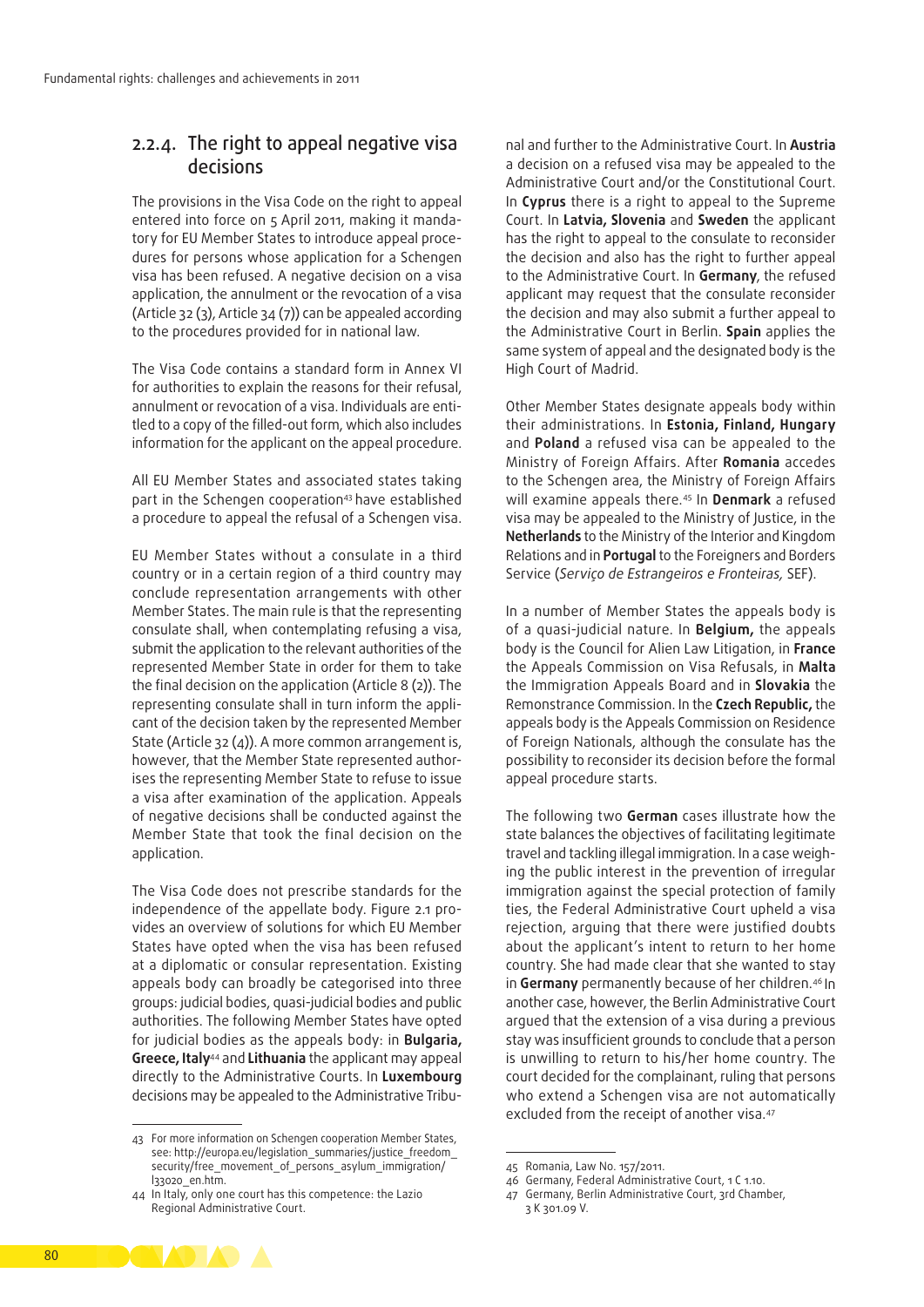### 2.2.4. The right to appeal negative visa decisions

The provisions in the Visa Code on the right to appeal entered into force on 5 April 2011, making it mandatory for EU Member States to introduce appeal procedures for persons whose application for a Schengen visa has been refused. A negative decision on a visa application, the annulment or the revocation of a visa (Article 32 (3), Article 34 (7)) can be appealed according to the procedures provided for in national law.

The Visa Code contains a standard form in Annex VI for authorities to explain the reasons for their refusal, annulment or revocation of a visa. Individuals are entitled to a copy of the filled-out form, which also includes information for the applicant on the appeal procedure.

All EU Member States and associated states taking part in the Schengen cooperation[43] have established a procedure to appeal the refusal of a Schengen visa.

EU Member States without a consulate in a third country or in a certain region of a third country may conclude representation arrangements with other Member States. The main rule is that the representing consulate shall, when contemplating refusing a visa, submit the application to the relevant authorities of the represented Member State in order for them to take the final decision on the application (Article 8 (2)). The representing consulate shall in turn inform the applicant of the decision taken by the represented Member State (Article 32 (4)). A more common arrangement is, however, that the Member State represented authorises the representing Member State to refuse to issue a visa after examination of the application. Appeals of negative decisions shall be conducted against the Member State that took the final decision on the application.

The Visa Code does not prescribe standards for the independence of the appellate body. Figure 2.1 provides an overview of solutions for which EU Member States have opted when the visa has been refused at a diplomatic or consular representation. Existing appeals body can broadly be categorised into three groups: judicial bodies, quasi-judicial bodies and public authorities. The following Member States have opted for judicial bodies as the appeals body: in **Bulgaria, Greece, Italy**[44] and **Lithuania** the applicant may appeal directly to the Administrative Courts. In **Luxembourg** decisions may be appealed to the Administrative Tribunal and further to the Administrative Court. In **Austria** a decision on a refused visa may be appealed to the Administrative Court and/or the Constitutional Court. In **Cyprus** there is a right to appeal to the Supreme Court. In **Latvia, Slovenia** and **Sweden** the applicant has the right to appeal to the consulate to reconsider the decision and also has the right to further appeal to the Administrative Court. In **Germany**, the refused applicant may request that the consulate reconsider the decision and may also submit a further appeal to the Administrative Court in Berlin. **Spain** applies the same system of appeal and the designated body is the High Court of Madrid.

Other Member States designate appeals body within their administrations. In **Estonia, Finland, Hungary** and **Poland** a refused visa can be appealed to the Ministry of Foreign Affairs. After **Romania** accedes to the Schengen area, the Ministry of Foreign Affairs will examine appeals there.[45] In **Denmark** a refused visa may be appealed to the Ministry of Justice, in the **Netherlands** to the Ministry of the Interior and Kingdom Relations and in **Portugal** to the Foreigners and Borders Service (*Serviço de Estrangeiros e Fronteiras,* SEF).

In a number of Member States the appeals body is of a quasi-judicial nature. In **Belgium,** the appeals body is the Council for Alien Law Litigation, in **France** the Appeals Commission on Visa Refusals, in **Malta** the Immigration Appeals Board and in **Slovakia** the Remonstrance Commission. In the **Czech Republic,** the appeals body is the Appeals Commission on Residence of Foreign Nationals, although the consulate has the possibility to reconsider its decision before the formal appeal procedure starts.

The following two **German** cases illustrate how the state balances the objectives of facilitating legitimate travel and tackling illegal immigration. In a case weighing the public interest in the prevention of irregular immigration against the special protection of family ties, the Federal Administrative Court upheld a visa rejection, arguing that there were justified doubts about the applicant's intent to return to her home country. She had made clear that she wanted to stay in **Germany** permanently because of her children.[46] In another case, however, the Berlin Administrative Court argued that the extension of a visa during a previous stay was insufficient grounds to conclude that a person is unwilling to return to his/her home country. The court decided for the complainant, ruling that persons who extend a Schengen visa are not automatically excluded from the receipt of another visa.[47]

---

43 For more information on Schengen cooperation Member States, see: http://europa.eu/legislation_summaries/justice_freedom_security/free_movement_of_persons_asylum_immigration/l33020_en.htm.

44 In Italy, only one court has this competence: the Lazio Regional Administrative Court.

45 Romania, Law No. 157/2011.

46 Germany, Federal Administrative Court, 1 C 1.10.

47 Germany, Berlin Administrative Court, 3rd Chamber, 3 K 301.09 V.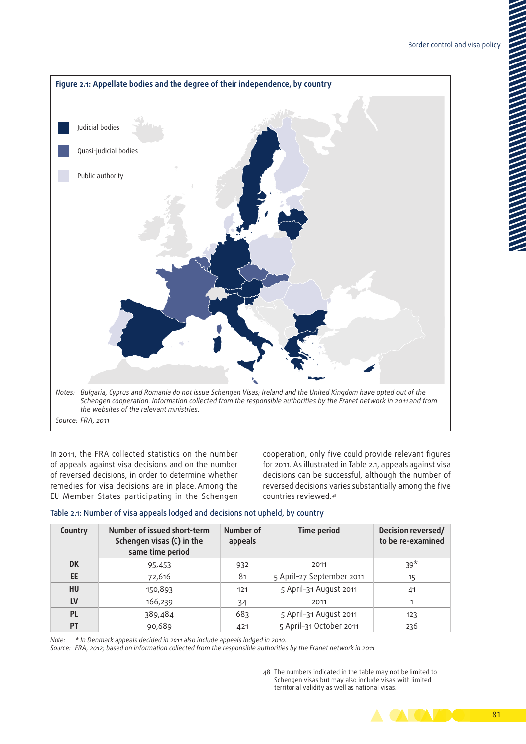**Figure 2.1: Appellate bodies and the degree of their independence, by country**

Judicial bodies

Quasi-judicial bodies

Public authority

Notes: *Bulgaria, Cyprus and Romania do not issue Schengen Visas; Ireland and the United Kingdom have opted out of the Schengen cooperation. Information collected from the responsible authorities by the Franet network in 2011 and from the websites of the relevant ministries.*

Source: *FRA, 2011*

In 2011, the FRA collected statistics on the number of appeals against visa decisions and on the number of reversed decisions, in order to determine whether remedies for visa decisions are in place. Among the EU Member States participating in the Schengen cooperation, only five could provide relevant figures for 2011. As illustrated in Table 2.1, appeals against visa decisions can be successful, although the number of reversed decisions varies substantially among the five countries reviewed.[48]

Table 2.1: Number of visa appeals lodged and decisions not upheld, by country

| Country | Number of issued short-term Schengen visas (C) in the same time period | Number of appeals | Time period | Decision reversed/ to be re-examined |
|---|---|---|---|---|
| **DK** | 95,453 | 932 | 2011 | 39* |
| **EE** | 72,616 | 81 | 5 April–27 September 2011 | 15 |
| **HU** | 150,893 | 121 | 5 April–31 August 2011 | 41 |
| **LV** | 166,239 | 34 | 2011 | 1 |
| **PL** | 389,484 | 683 | 5 April–31 August 2011 | 123 |
| **PT** | 90,689 | 421 | 5 April–31 October 2011 | 236 |

Note: *\* In Denmark appeals decided in 2011 also include appeals lodged in 2010.*

Source: *FRA, 2012; based on information collected from the responsible authorities by the Franet network in 2011*

48 The numbers indicated in the table may not be limited to Schengen visas but may also include visas with limited territorial validity as well as national visas.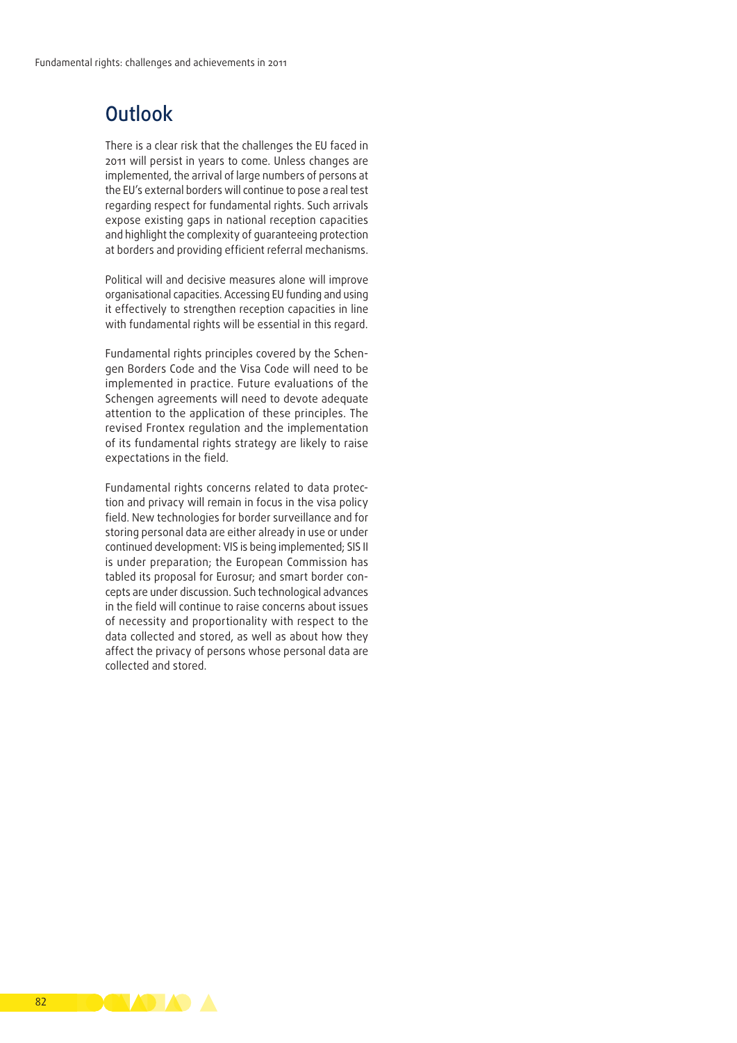## Outlook

There is a clear risk that the challenges the EU faced in 2011 will persist in years to come. Unless changes are implemented, the arrival of large numbers of persons at the EU's external borders will continue to pose a real test regarding respect for fundamental rights. Such arrivals expose existing gaps in national reception capacities and highlight the complexity of guaranteeing protection at borders and providing efficient referral mechanisms.

Political will and decisive measures alone will improve organisational capacities. Accessing EU funding and using it effectively to strengthen reception capacities in line with fundamental rights will be essential in this regard.

Fundamental rights principles covered by the Schengen Borders Code and the Visa Code will need to be implemented in practice. Future evaluations of the Schengen agreements will need to devote adequate attention to the application of these principles. The revised Frontex regulation and the implementation of its fundamental rights strategy are likely to raise expectations in the field.

Fundamental rights concerns related to data protection and privacy will remain in focus in the visa policy field. New technologies for border surveillance and for storing personal data are either already in use or under continued development: VIS is being implemented; SIS II is under preparation; the European Commission has tabled its proposal for Eurosur; and smart border concepts are under discussion. Such technological advances in the field will continue to raise concerns about issues of necessity and proportionality with respect to the data collected and stored, as well as about how they affect the privacy of persons whose personal data are collected and stored.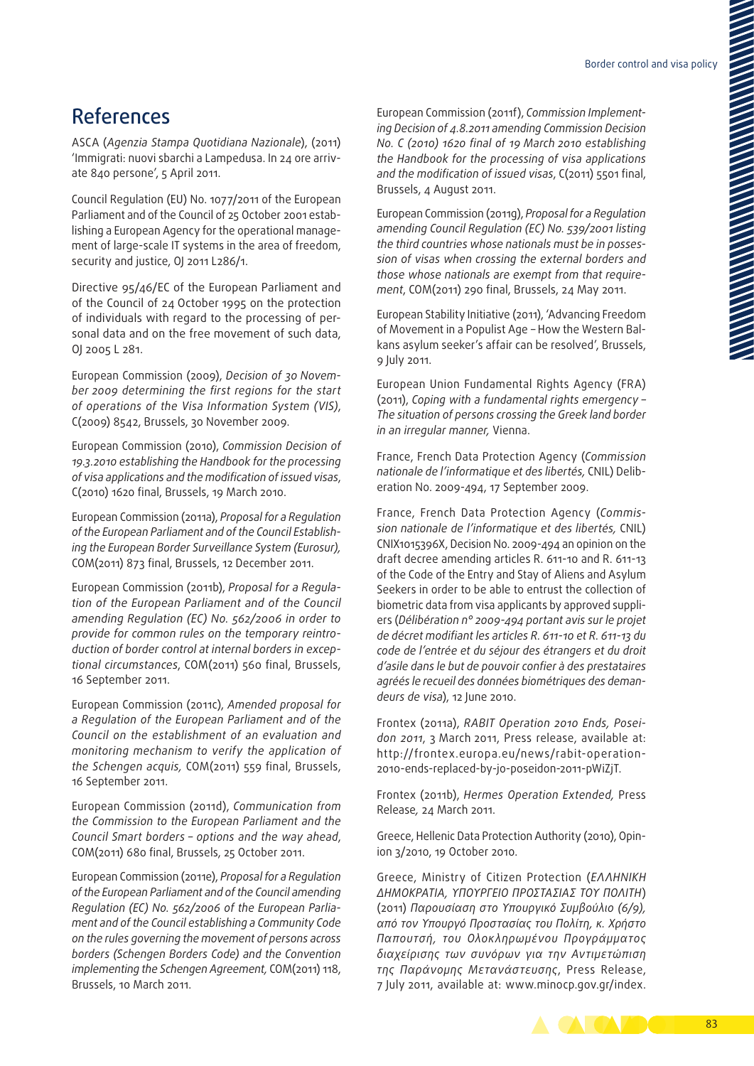# References

ASCA (*Agenzia Stampa Quotidiana Nazionale*), (2011) 'Immigrati: nuovi sbarchi a Lampedusa. In 24 ore arrivate 840 persone', 5 April 2011.

Council Regulation (EU) No. 1077/2011 of the European Parliament and of the Council of 25 October 2001 establishing a European Agency for the operational management of large-scale IT systems in the area of freedom, security and justice, OJ 2011 L286/1.

Directive 95/46/EC of the European Parliament and of the Council of 24 October 1995 on the protection of individuals with regard to the processing of personal data and on the free movement of such data, OJ 2005 L 281.

European Commission (2009), *Decision of 30 November 2009 determining the first regions for the start of operations of the Visa Information System (VIS)*, C(2009) 8542, Brussels, 30 November 2009.

European Commission (2010), *Commission Decision of 19.3.2010 establishing the Handbook for the processing of visa applications and the modification of issued visas*, C(2010) 1620 final, Brussels, 19 March 2010.

European Commission (2011a), *Proposal for a Regulation of the European Parliament and of the Council Establishing the European Border Surveillance System (Eurosur),* COM(2011) 873 final, Brussels, 12 December 2011.

European Commission (2011b), *Proposal for a Regulation of the European Parliament and of the Council amending Regulation (EC) No. 562/2006 in order to provide for common rules on the temporary reintroduction of border control at internal borders in exceptional circumstances*, COM(2011) 560 final, Brussels, 16 September 2011.

European Commission (2011c), *Amended proposal for a Regulation of the European Parliament and of the Council on the establishment of an evaluation and monitoring mechanism to verify the application of the Schengen acquis,* COM(2011) 559 final, Brussels, 16 September 2011.

European Commission (2011d), *Communication from the Commission to the European Parliament and the Council Smart borders – options and the way ahead*, COM(2011) 680 final, Brussels, 25 October 2011.

European Commission (2011e), *Proposal for a Regulation of the European Parliament and of the Council amending Regulation (EC) No. 562/2006 of the European Parliament and of the Council establishing a Community Code on the rules governing the movement of persons across borders (Schengen Borders Code) and the Convention implementing the Schengen Agreement,* COM(2011) 118, Brussels, 10 March 2011.

European Commission (2011f), *Commission Implementing Decision of 4.8.2011 amending Commission Decision No. C (2010) 1620 final of 19 March 2010 establishing the Handbook for the processing of visa applications and the modification of issued visas*, C(2011) 5501 final, Brussels, 4 August 2011.

European Commission (2011g), *Proposal for a Regulation amending Council Regulation (EC) No. 539/2001 listing the third countries whose nationals must be in possession of visas when crossing the external borders and those whose nationals are exempt from that requirement*, COM(2011) 290 final, Brussels, 24 May 2011.

European Stability Initiative (2011), 'Advancing Freedom of Movement in a Populist Age – How the Western Balkans asylum seeker's affair can be resolved', Brussels, 9 July 2011.

European Union Fundamental Rights Agency (FRA) (2011), *Coping with a fundamental rights emergency – The situation of persons crossing the Greek land border in an irregular manner,* Vienna.

France, French Data Protection Agency (*Commission nationale de l'informatique et des libertés,* CNIL) Deliberation No. 2009-494, 17 September 2009.

France, French Data Protection Agency (*Commission nationale de l'informatique et des libertés,* CNIL) CNIX1015396X, Decision No. 2009-494 an opinion on the draft decree amending articles R. 611-10 and R. 611-13 of the Code of the Entry and Stay of Aliens and Asylum Seekers in order to be able to entrust the collection of biometric data from visa applicants by approved suppliers (*Délibération n° 2009-494 portant avis sur le projet de décret modifiant les articles R. 611-10 et R. 611-13 du code de l'entrée et du séjour des étrangers et du droit d'asile dans le but de pouvoir confier à des prestataires agréés le recueil des données biométriques des demandeurs de visa*), 12 June 2010.

Frontex (2011a), *RABIT Operation 2010 Ends, Poseidon 2011*, 3 March 2011, Press release, available at: http://frontex.europa.eu/news/rabit-operation-2010-ends-replaced-by-jo-poseidon-2011-pWiZjT.

Frontex (2011b), *Hermes Operation Extended,* Press Release, 24 March 2011.

Greece, Hellenic Data Protection Authority (2010), Opinion 3/2010, 19 October 2010.

Greece, Ministry of Citizen Protection (*ΕΛΛΗΝΙΚΗ ΔΗΜΟΚΡΑΤΙΑ, ΥΠΟΥΡΓΕΙΟ ΠΡΟΣΤΑΣΙΑΣ ΤΟΥ ΠΟΛΙΤΗ*) (2011) *Παρουσίαση στο Υπουργικό Συμβούλιο (6/9), από τον Υπουργό Προστασίας του Πολίτη, κ. Χρήστο Παπουτσή, του Ολοκληρωμένου Προγράμματος διαχείρισης των συνόρων για την Αντιμετώπιση της Παράνομης Μετανάστευσης*, Press Release, 7 July 2011, available at: www.minocp.gov.gr/index.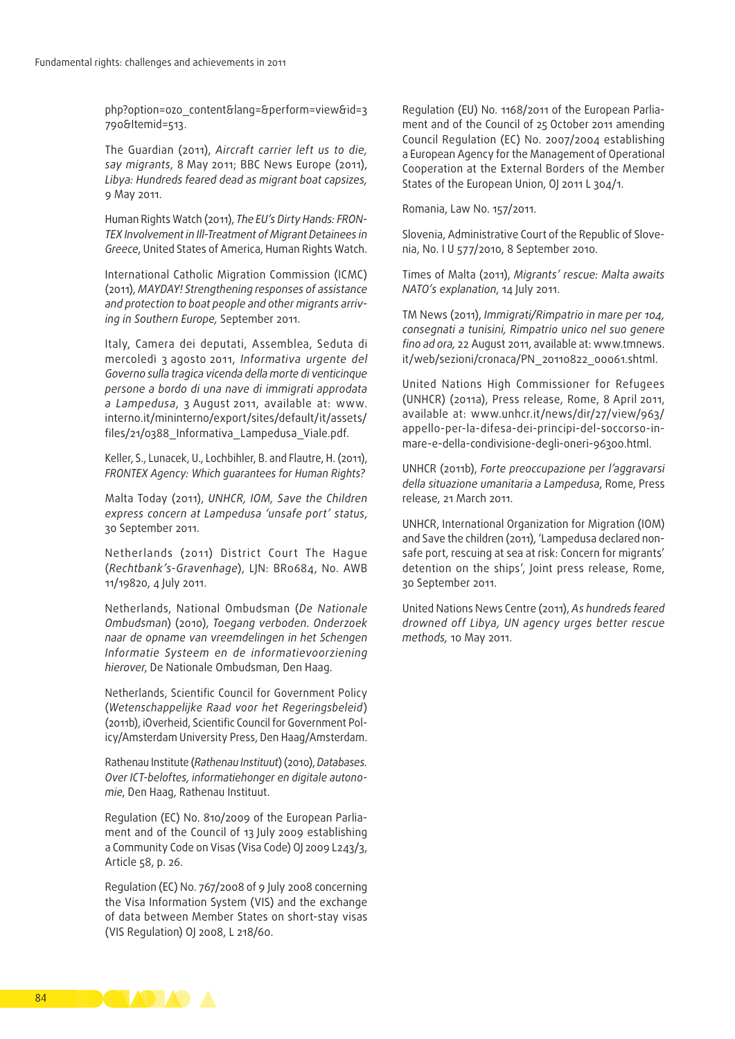php?option=ozo_content&lang=&perform=view&id=3790&Itemid=513.

The Guardian (2011), *Aircraft carrier left us to die, say migrants*, 8 May 2011; BBC News Europe (2011), *Libya: Hundreds feared dead as migrant boat capsizes*, 9 May 2011.

Human Rights Watch (2011), *The EU's Dirty Hands: FRONTEX Involvement in Ill-Treatment of Migrant Detainees in Greece*, United States of America, Human Rights Watch.

International Catholic Migration Commission (ICMC) (2011), *MAYDAY! Strengthening responses of assistance and protection to boat people and other migrants arriving in Southern Europe,* September 2011.

Italy, Camera dei deputati, Assemblea, Seduta di mercoledì 3 agosto 2011, *Informativa urgente del Governo sulla tragica vicenda della morte di venticinque persone a bordo di una nave di immigrati approdata a Lampedusa*, 3 August 2011, available at: www.interno.it/mininterno/export/sites/default/it/assets/files/21/0388_Informativa_Lampedusa_Viale.pdf.

Keller, S., Lunacek, U., Lochbihler, B. and Flautre, H. (2011), *FRONTEX Agency: Which guarantees for Human Rights?*

Malta Today (2011), *UNHCR, IOM, Save the Children express concern at Lampedusa 'unsafe port' status*, 30 September 2011.

Netherlands (2011) District Court The Hague (*Rechtbank's-Gravenhage*), LJN: BR0684, No. AWB 11/19820, 4 July 2011.

Netherlands, National Ombudsman (*De Nationale Ombudsman*) (2010), *Toegang verboden. Onderzoek naar de opname van vreemdelingen in het Schengen Informatie Systeem en de informatievoorziening hierover*, De Nationale Ombudsman, Den Haag.

Netherlands, Scientific Council for Government Policy (*Wetenschappelijke Raad voor het Regeringsbeleid*) (2011b), iOverheid, Scientific Council for Government Policy/Amsterdam University Press, Den Haag/Amsterdam.

Rathenau Institute (*Rathenau Instituut*) (2010), *Databases. Over ICT-beloftes, informatiehonger en digitale autonomie*, Den Haag, Rathenau Instituut.

Regulation (EC) No. 810/2009 of the European Parliament and of the Council of 13 July 2009 establishing a Community Code on Visas (Visa Code) OJ 2009 L243/3, Article 58, p. 26.

Regulation (EC) No. 767/2008 of 9 July 2008 concerning the Visa Information System (VIS) and the exchange of data between Member States on short-stay visas (VIS Regulation) OJ 2008, L 218/60.

Regulation (EU) No. 1168/2011 of the European Parliament and of the Council of 25 October 2011 amending Council Regulation (EC) No. 2007/2004 establishing a European Agency for the Management of Operational Cooperation at the External Borders of the Member States of the European Union, OJ 2011 L 304/1.

Romania, Law No. 157/2011.

Slovenia, Administrative Court of the Republic of Slovenia, No. I U 577/2010, 8 September 2010.

Times of Malta (2011), *Migrants' rescue: Malta awaits NATO's explanation*, 14 July 2011.

TM News (2011), *Immigrati/Rimpatrio in mare per 104, consegnati a tunisini, Rimpatrio unico nel suo genere fino ad ora,* 22 August 2011, available at: www.tmnews.it/web/sezioni/cronaca/PN_20110822_00061.shtml.

United Nations High Commissioner for Refugees (UNHCR) (2011a), Press release, Rome, 8 April 2011, available at: www.unhcr.it/news/dir/27/view/963/appello-per-la-difesa-dei-principi-del-soccorso-in-mare-e-della-condivisione-degli-oneri-96300.html.

UNHCR (2011b), *Forte preoccupazione per l'aggravarsi della situazione umanitaria a Lampedusa*, Rome, Press release, 21 March 2011.

UNHCR, International Organization for Migration (IOM) and Save the children (2011), 'Lampedusa declared non-safe port, rescuing at sea at risk: Concern for migrants' detention on the ships', Joint press release, Rome, 30 September 2011.

United Nations News Centre (2011), *As hundreds feared drowned off Libya, UN agency urges better rescue methods,* 10 May 2011.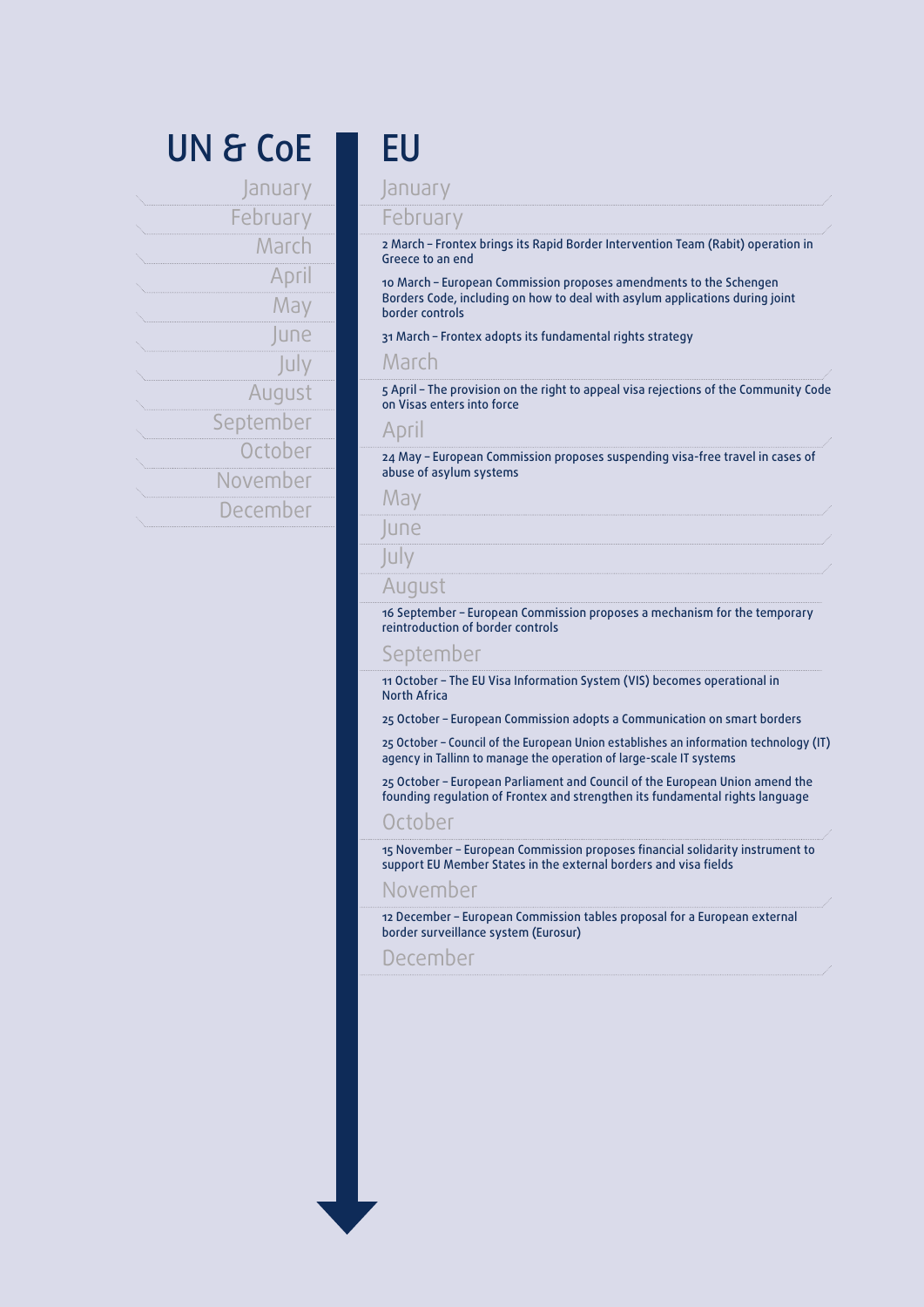## UN & CoE

January

February

March

April

May

June

July

August

September

October

November

December

## EU

January

February

2 March – Frontex brings its Rapid Border Intervention Team (Rabit) operation in Greece to an end

10 March – European Commission proposes amendments to the Schengen Borders Code, including on how to deal with asylum applications during joint border controls

31 March – Frontex adopts its fundamental rights strategy

March

5 April – The provision on the right to appeal visa rejections of the Community Code on Visas enters into force

April

24 May – European Commission proposes suspending visa-free travel in cases of abuse of asylum systems

May

June

July

August

16 September – European Commission proposes a mechanism for the temporary reintroduction of border controls

September

11 October – The EU Visa Information System (VIS) becomes operational in North Africa

25 October – European Commission adopts a Communication on smart borders

25 October – Council of the European Union establishes an information technology (IT) agency in Tallinn to manage the operation of large-scale IT systems

25 October – European Parliament and Council of the European Union amend the founding regulation of Frontex and strengthen its fundamental rights language

October

15 November – European Commission proposes financial solidarity instrument to support EU Member States in the external borders and visa fields

November

12 December – European Commission tables proposal for a European external border surveillance system (Eurosur)

December